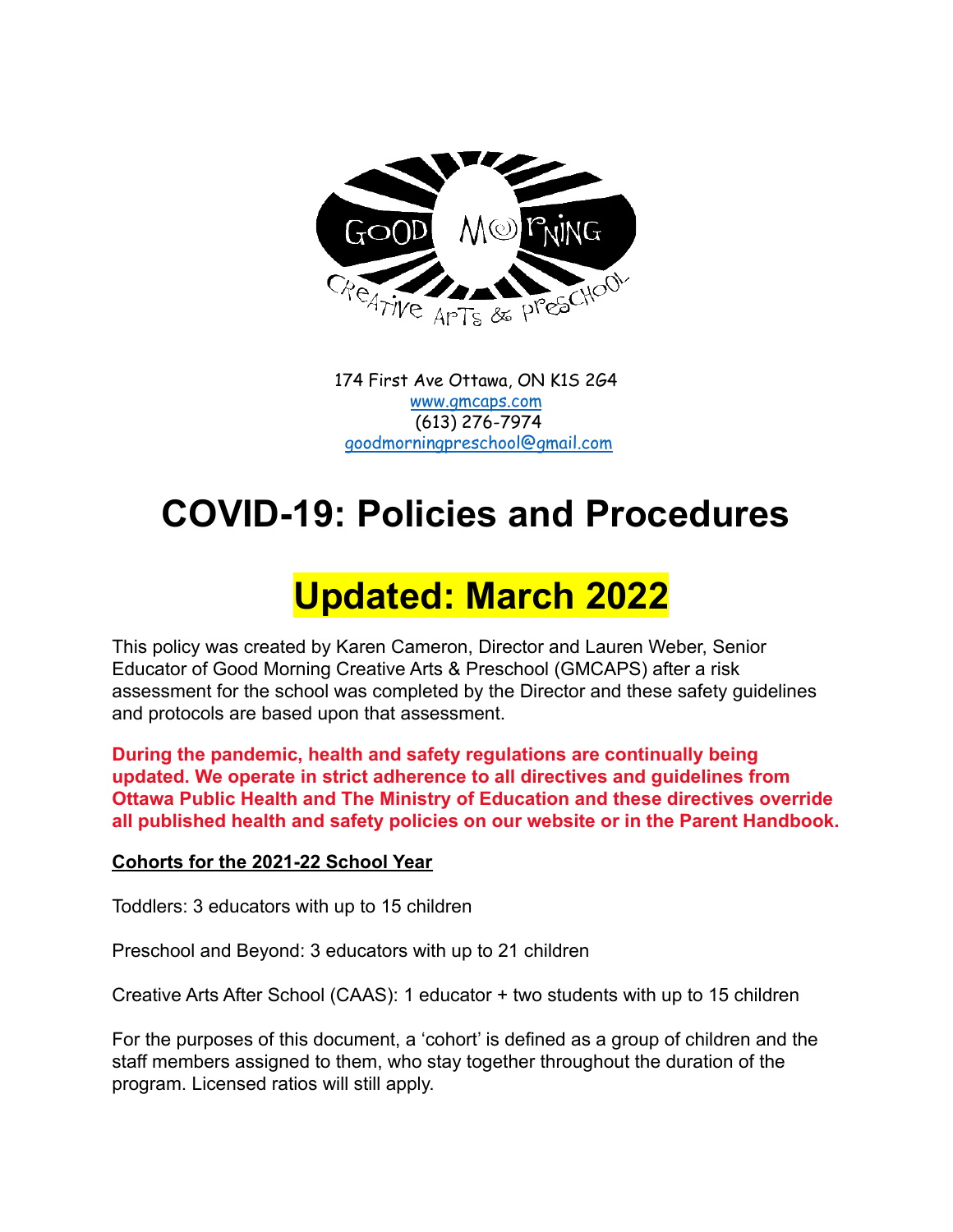174 First Ave Ottawa, ON K1S 2G4
www.gmcaps.com
(613) 276-7974
goodmorningpreschool@gmail.com

# COVID-19: Policies and Procedures

# Updated: March 2022

This policy was created by Karen Cameron, Director and Lauren Weber, Senior Educator of Good Morning Creative Arts & Preschool (GMCAPS) after a risk assessment for the school was completed by the Director and these safety guidelines and protocols are based upon that assessment.

**During the pandemic, health and safety regulations are continually being updated. We operate in strict adherence to all directives and guidelines from Ottawa Public Health and The Ministry of Education and these directives override all published health and safety policies on our website or in the Parent Handbook.**

**Cohorts for the 2021-22 School Year**

Toddlers: 3 educators with up to 15 children

Preschool and Beyond: 3 educators with up to 21 children

Creative Arts After School (CAAS): 1 educator + two students with up to 15 children

For the purposes of this document, a 'cohort' is defined as a group of children and the staff members assigned to them, who stay together throughout the duration of the program. Licensed ratios will still apply.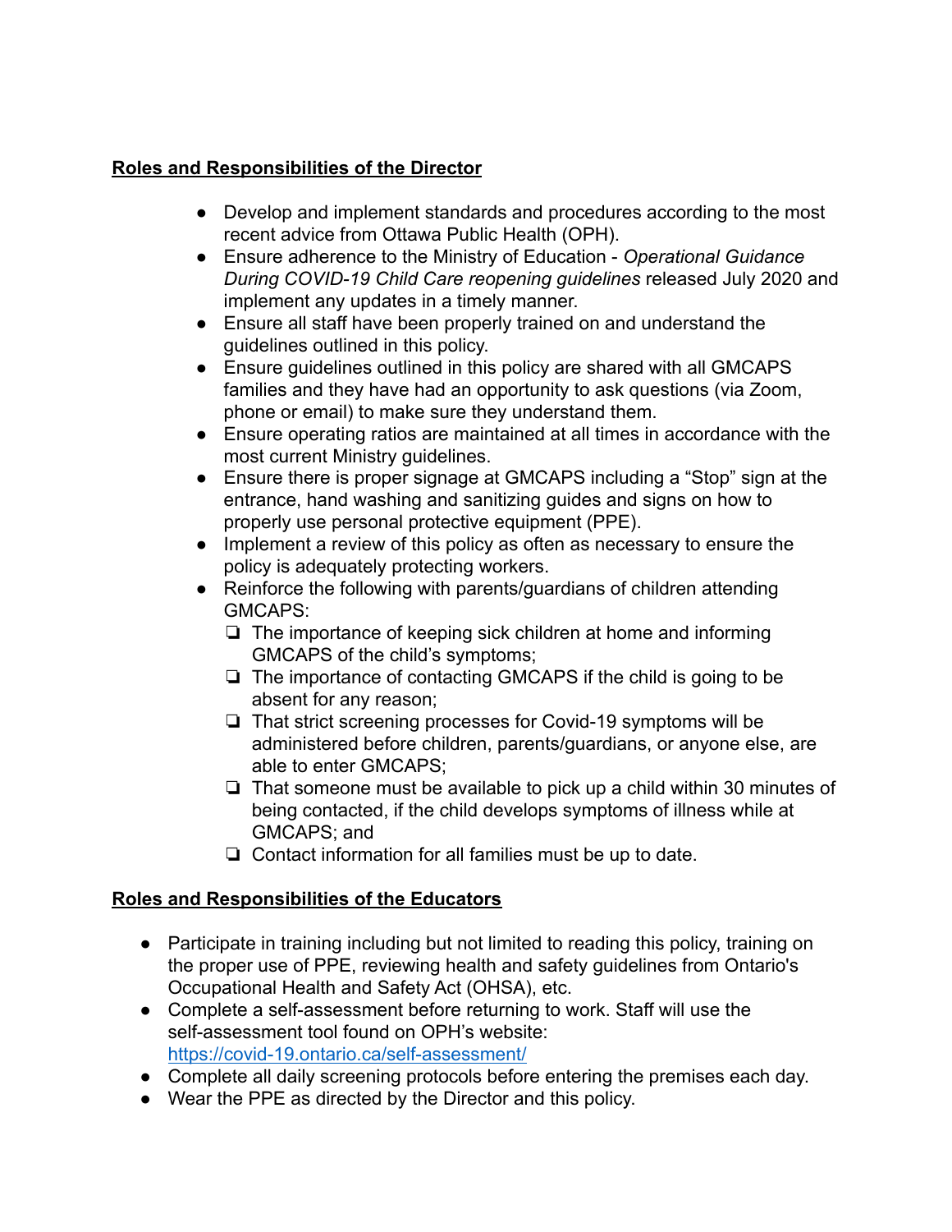**Roles and Responsibilities of the Director**

- Develop and implement standards and procedures according to the most recent advice from Ottawa Public Health (OPH).
- Ensure adherence to the Ministry of Education - *Operational Guidance During COVID-19 Child Care reopening guidelines* released July 2020 and implement any updates in a timely manner.
- Ensure all staff have been properly trained on and understand the guidelines outlined in this policy.
- Ensure guidelines outlined in this policy are shared with all GMCAPS families and they have had an opportunity to ask questions (via Zoom, phone or email) to make sure they understand them.
- Ensure operating ratios are maintained at all times in accordance with the most current Ministry guidelines.
- Ensure there is proper signage at GMCAPS including a “Stop” sign at the entrance, hand washing and sanitizing guides and signs on how to properly use personal protective equipment (PPE).
- Implement a review of this policy as often as necessary to ensure the policy is adequately protecting workers.
- Reinforce the following with parents/guardians of children attending GMCAPS:
  - ❏ The importance of keeping sick children at home and informing GMCAPS of the child’s symptoms;
  - ❏ The importance of contacting GMCAPS if the child is going to be absent for any reason;
  - ❏ That strict screening processes for Covid-19 symptoms will be administered before children, parents/guardians, or anyone else, are able to enter GMCAPS;
  - ❏ That someone must be available to pick up a child within 30 minutes of being contacted, if the child develops symptoms of illness while at GMCAPS; and
  - ❏ Contact information for all families must be up to date.

**Roles and Responsibilities of the Educators**

- Participate in training including but not limited to reading this policy, training on the proper use of PPE, reviewing health and safety guidelines from Ontario's Occupational Health and Safety Act (OHSA), etc.
- Complete a self-assessment before returning to work. Staff will use the self-assessment tool found on OPH’s website: [https://covid-19.ontario.ca/self-assessment/](https://covid-19.ontario.ca/self-assessment/)
- Complete all daily screening protocols before entering the premises each day.
- Wear the PPE as directed by the Director and this policy.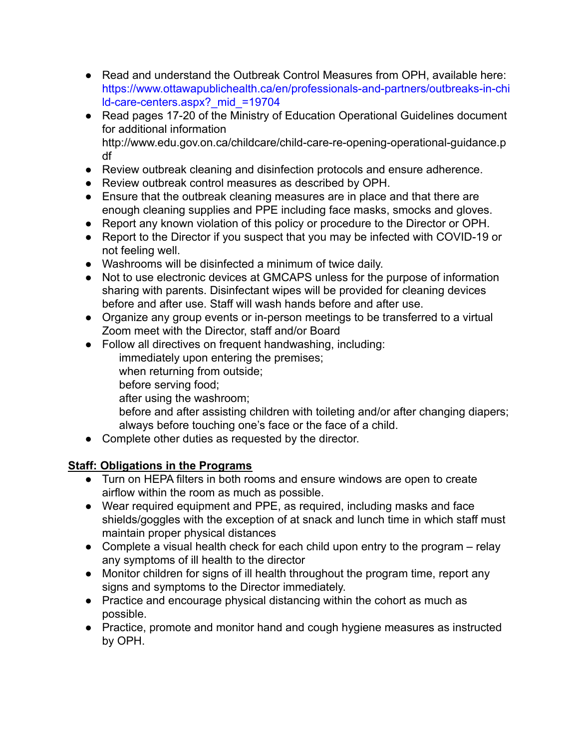- Read and understand the Outbreak Control Measures from OPH, available here: https://www.ottawapublichealth.ca/en/professionals-and-partners/outbreaks-in-child-care-centers.aspx?_mid_=19704
- Read pages 17-20 of the Ministry of Education Operational Guidelines document for additional information http://www.edu.gov.on.ca/childcare/child-care-re-opening-operational-guidance.pdf
- Review outbreak cleaning and disinfection protocols and ensure adherence.
- Review outbreak control measures as described by OPH.
- Ensure that the outbreak cleaning measures are in place and that there are enough cleaning supplies and PPE including face masks, smocks and gloves.
- Report any known violation of this policy or procedure to the Director or OPH.
- Report to the Director if you suspect that you may be infected with COVID-19 or not feeling well.
- Washrooms will be disinfected a minimum of twice daily.
- Not to use electronic devices at GMCAPS unless for the purpose of information sharing with parents. Disinfectant wipes will be provided for cleaning devices before and after use. Staff will wash hands before and after use.
- Organize any group events or in-person meetings to be transferred to a virtual Zoom meet with the Director, staff and/or Board
- Follow all directives on frequent handwashing, including:
  - immediately upon entering the premises;
  - when returning from outside;
  - before serving food;
  - after using the washroom;
  - before and after assisting children with toileting and/or after changing diapers;
  - always before touching one's face or the face of a child.
- Complete other duties as requested by the director.

**Staff: Obligations in the Programs**

- Turn on HEPA filters in both rooms and ensure windows are open to create airflow within the room as much as possible.
- Wear required equipment and PPE, as required, including masks and face shields/goggles with the exception of at snack and lunch time in which staff must maintain proper physical distances
- Complete a visual health check for each child upon entry to the program – relay any symptoms of ill health to the director
- Monitor children for signs of ill health throughout the program time, report any signs and symptoms to the Director immediately.
- Practice and encourage physical distancing within the cohort as much as possible.
- Practice, promote and monitor hand and cough hygiene measures as instructed by OPH.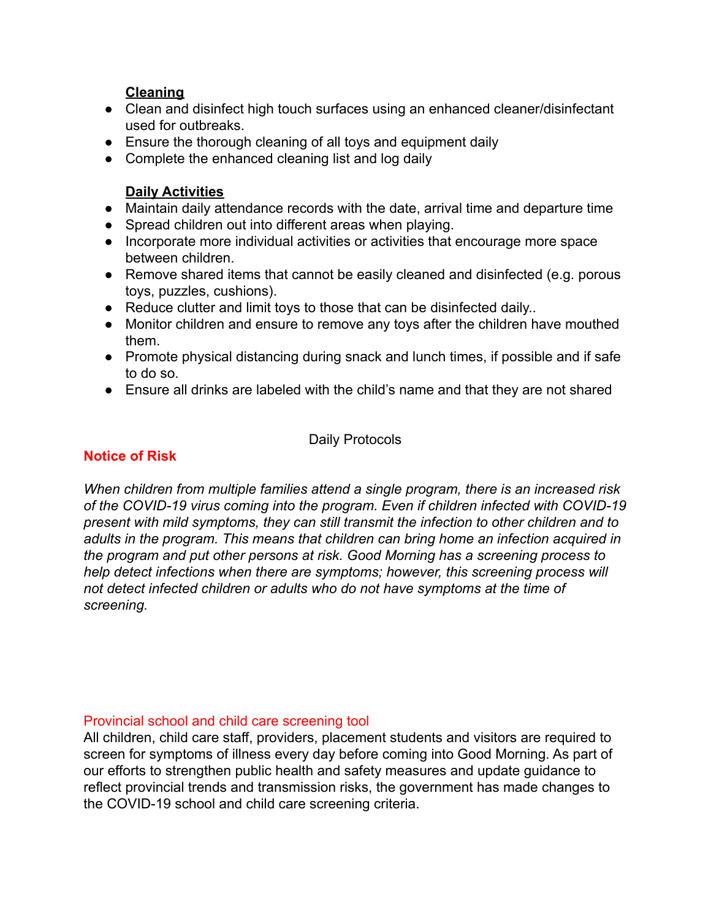**Cleaning**

- Clean and disinfect high touch surfaces using an enhanced cleaner/disinfectant used for outbreaks.
- Ensure the thorough cleaning of all toys and equipment daily
- Complete the enhanced cleaning list and log daily

**Daily Activities**

- Maintain daily attendance records with the date, arrival time and departure time
- Spread children out into different areas when playing.
- Incorporate more individual activities or activities that encourage more space between children.
- Remove shared items that cannot be easily cleaned and disinfected (e.g. porous toys, puzzles, cushions).
- Reduce clutter and limit toys to those that can be disinfected daily..
- Monitor children and ensure to remove any toys after the children have mouthed them.
- Promote physical distancing during snack and lunch times, if possible and if safe to do so.
- Ensure all drinks are labeled with the child's name and that they are not shared

Daily Protocols

**Notice of Risk**

*When children from multiple families attend a single program, there is an increased risk of the COVID-19 virus coming into the program. Even if children infected with COVID-19 present with mild symptoms, they can still transmit the infection to other children and to adults in the program. This means that children can bring home an infection acquired in the program and put other persons at risk. Good Morning has a screening process to help detect infections when there are symptoms; however, this screening process will not detect infected children or adults who do not have symptoms at the time of screening.*

Provincial school and child care screening tool

All children, child care staff, providers, placement students and visitors are required to screen for symptoms of illness every day before coming into Good Morning. As part of our efforts to strengthen public health and safety measures and update guidance to reflect provincial trends and transmission risks, the government has made changes to the COVID-19 school and child care screening criteria.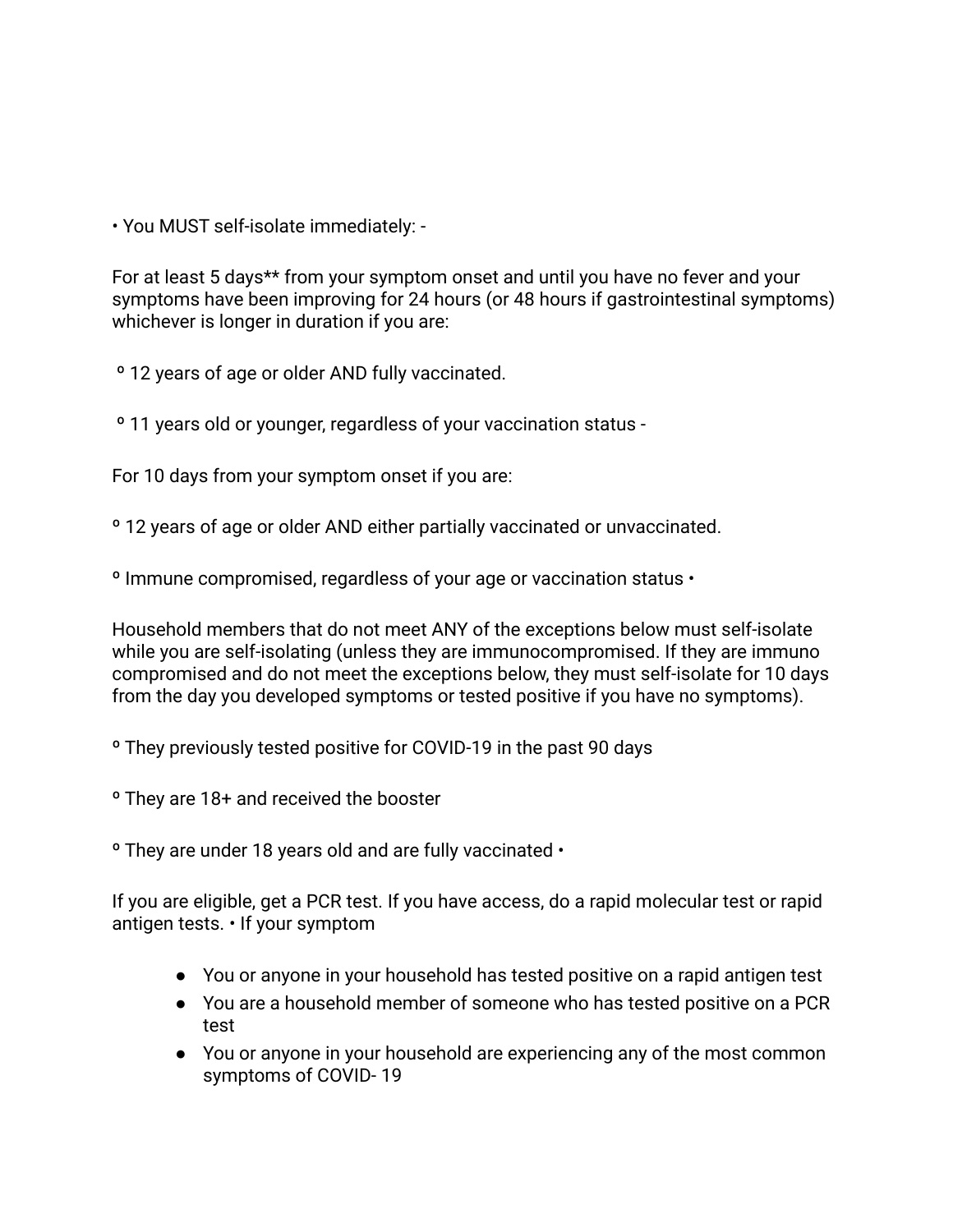• You MUST self-isolate immediately: -

For at least 5 days** from your symptom onset and until you have no fever and your symptoms have been improving for 24 hours (or 48 hours if gastrointestinal symptoms) whichever is longer in duration if you are:

º 12 years of age or older AND fully vaccinated.

º 11 years old or younger, regardless of your vaccination status -

For 10 days from your symptom onset if you are:

º 12 years of age or older AND either partially vaccinated or unvaccinated.

º Immune compromised, regardless of your age or vaccination status •

Household members that do not meet ANY of the exceptions below must self-isolate while you are self-isolating (unless they are immunocompromised. If they are immuno compromised and do not meet the exceptions below, they must self-isolate for 10 days from the day you developed symptoms or tested positive if you have no symptoms).

º They previously tested positive for COVID-19 in the past 90 days

º They are 18+ and received the booster

º They are under 18 years old and are fully vaccinated •

If you are eligible, get a PCR test. If you have access, do a rapid molecular test or rapid antigen tests. • If your symptom

- You or anyone in your household has tested positive on a rapid antigen test
- You are a household member of someone who has tested positive on a PCR test
- You or anyone in your household are experiencing any of the most common symptoms of COVID- 19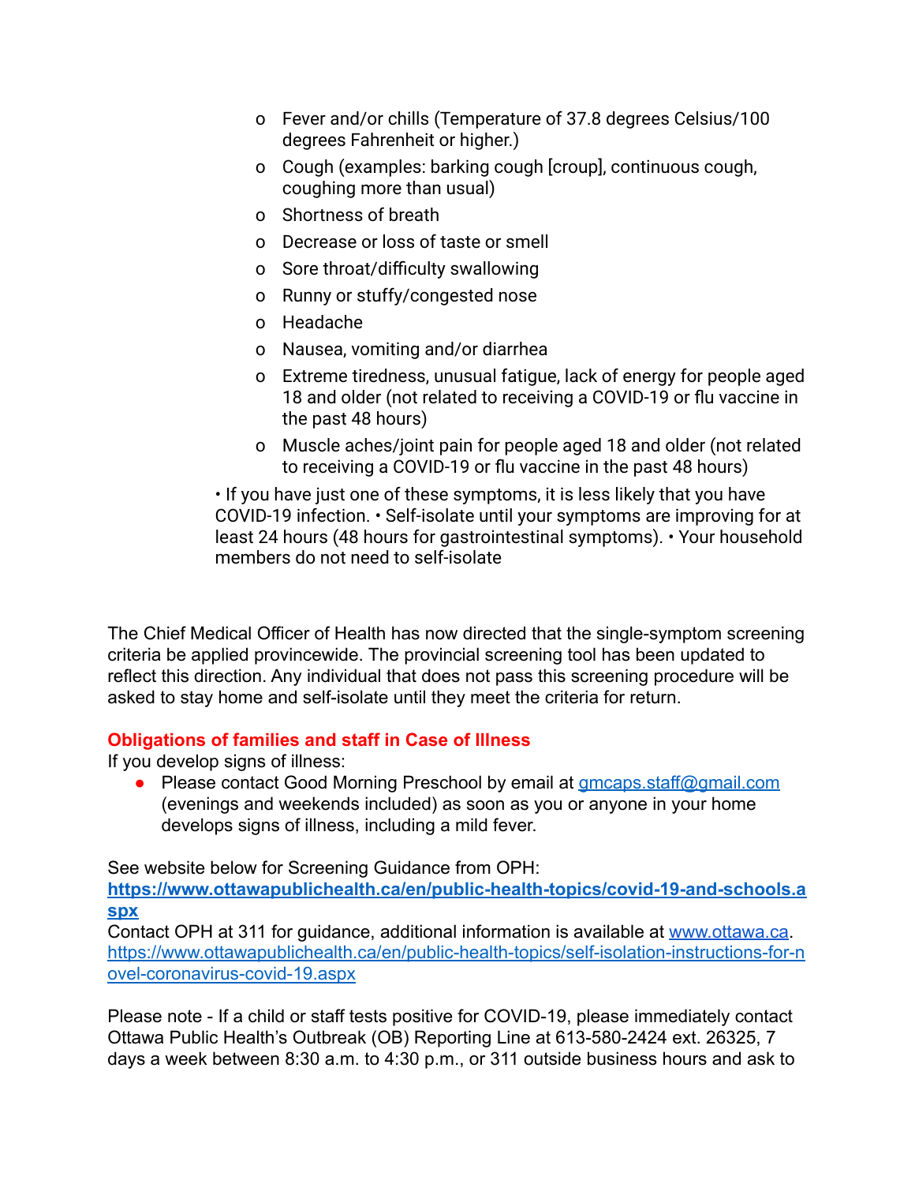- Fever and/or chills (Temperature of 37.8 degrees Celsius/100 degrees Fahrenheit or higher.)
- Cough (examples: barking cough [croup], continuous cough, coughing more than usual)
- Shortness of breath
- Decrease or loss of taste or smell
- Sore throat/difficulty swallowing
- Runny or stuffy/congested nose
- Headache
- Nausea, vomiting and/or diarrhea
- Extreme tiredness, unusual fatigue, lack of energy for people aged 18 and older (not related to receiving a COVID-19 or flu vaccine in the past 48 hours)
- Muscle aches/joint pain for people aged 18 and older (not related to receiving a COVID-19 or flu vaccine in the past 48 hours)

• If you have just one of these symptoms, it is less likely that you have COVID-19 infection. • Self-isolate until your symptoms are improving for at least 24 hours (48 hours for gastrointestinal symptoms). • Your household members do not need to self-isolate

The Chief Medical Officer of Health has now directed that the single-symptom screening criteria be applied provincewide. The provincial screening tool has been updated to reflect this direction. Any individual that does not pass this screening procedure will be asked to stay home and self-isolate until they meet the criteria for return.

**Obligations of families and staff in Case of Illness**

If you develop signs of illness:

- Please contact Good Morning Preschool by email at [gmcaps.staff@gmail.com](mailto:gmcaps.staff@gmail.com) (evenings and weekends included) as soon as you or anyone in your home develops signs of illness, including a mild fever.

See website below for Screening Guidance from OPH:
**[https://www.ottawapublichealth.ca/en/public-health-topics/covid-19-and-schools.aspx](https://www.ottawapublichealth.ca/en/public-health-topics/covid-19-and-schools.aspx)**
Contact OPH at 311 for guidance, additional information is available at [www.ottawa.ca](http://www.ottawa.ca).
[https://www.ottawapublichealth.ca/en/public-health-topics/self-isolation-instructions-for-novel-coronavirus-covid-19.aspx](https://www.ottawapublichealth.ca/en/public-health-topics/self-isolation-instructions-for-novel-coronavirus-covid-19.aspx)

Please note - If a child or staff tests positive for COVID-19, please immediately contact Ottawa Public Health's Outbreak (OB) Reporting Line at 613-580-2424 ext. 26325, 7 days a week between 8:30 a.m. to 4:30 p.m., or 311 outside business hours and ask to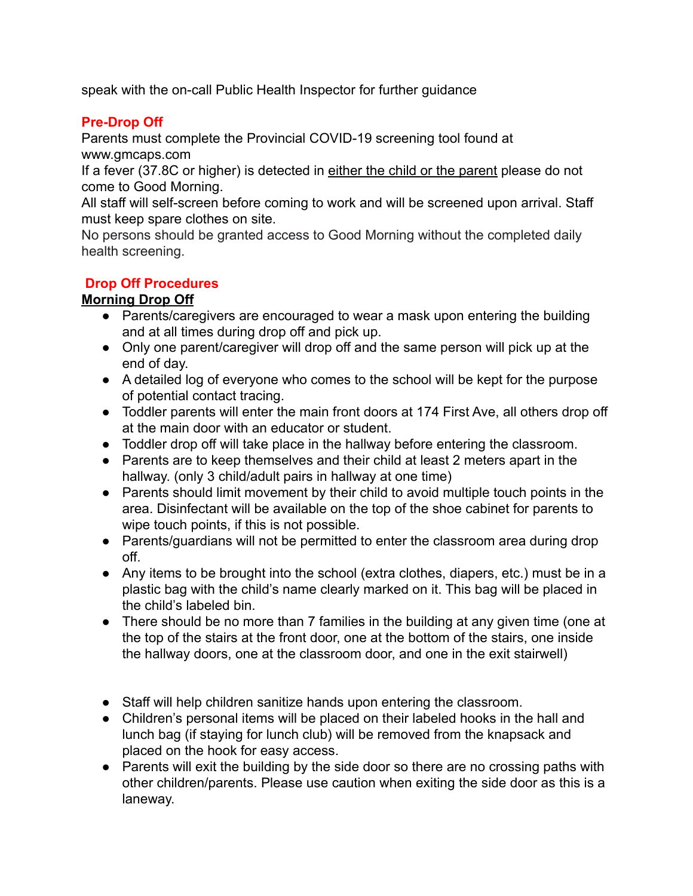speak with the on-call Public Health Inspector for further guidance

## Pre-Drop Off

Parents must complete the Provincial COVID-19 screening tool found at www.gmcaps.com

If a fever (37.8C or higher) is detected in <u>either the child or the parent</u> please do not come to Good Morning.

All staff will self-screen before coming to work and will be screened upon arrival. Staff must keep spare clothes on site.

No persons should be granted access to Good Morning without the completed daily health screening.

## Drop Off Procedures

### <u>Morning Drop Off</u>

- Parents/caregivers are encouraged to wear a mask upon entering the building and at all times during drop off and pick up.
- Only one parent/caregiver will drop off and the same person will pick up at the end of day.
- A detailed log of everyone who comes to the school will be kept for the purpose of potential contact tracing.
- Toddler parents will enter the main front doors at 174 First Ave, all others drop off at the main door with an educator or student.
- Toddler drop off will take place in the hallway before entering the classroom.
- Parents are to keep themselves and their child at least 2 meters apart in the hallway. (only 3 child/adult pairs in hallway at one time)
- Parents should limit movement by their child to avoid multiple touch points in the area. Disinfectant will be available on the top of the shoe cabinet for parents to wipe touch points, if this is not possible.
- Parents/guardians will not be permitted to enter the classroom area during drop off.
- Any items to be brought into the school (extra clothes, diapers, etc.) must be in a plastic bag with the child's name clearly marked on it. This bag will be placed in the child's labeled bin.
- There should be no more than 7 families in the building at any given time (one at the top of the stairs at the front door, one at the bottom of the stairs, one inside the hallway doors, one at the classroom door, and one in the exit stairwell)

- Staff will help children sanitize hands upon entering the classroom.
- Children's personal items will be placed on their labeled hooks in the hall and lunch bag (if staying for lunch club) will be removed from the knapsack and placed on the hook for easy access.
- Parents will exit the building by the side door so there are no crossing paths with other children/parents. Please use caution when exiting the side door as this is a laneway.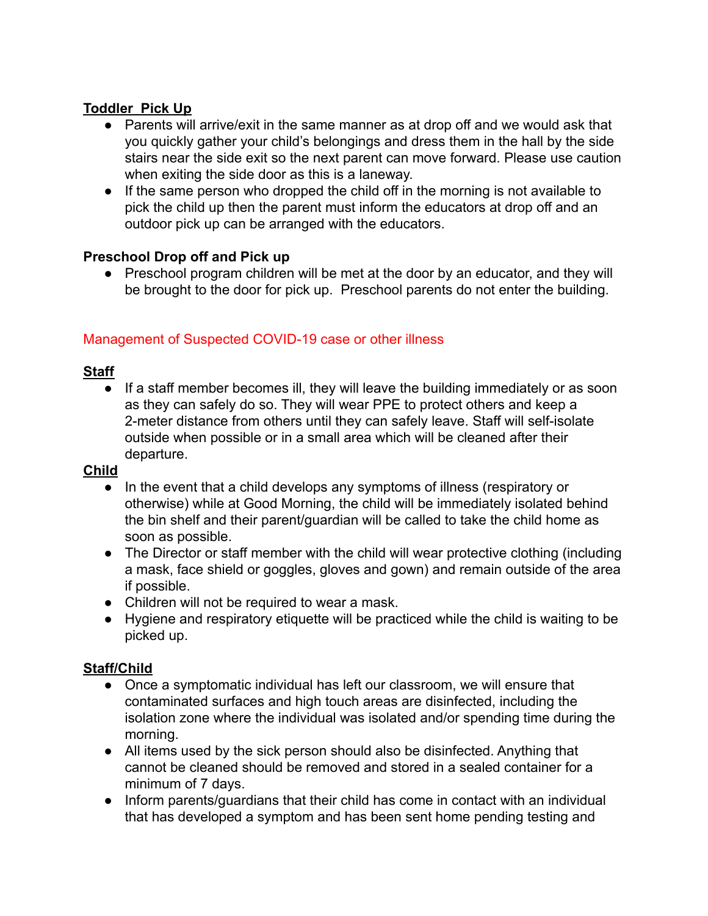**<u>Toddler Pick Up</u>**

- Parents will arrive/exit in the same manner as at drop off and we would ask that you quickly gather your child's belongings and dress them in the hall by the side stairs near the side exit so the next parent can move forward. Please use caution when exiting the side door as this is a laneway.
- If the same person who dropped the child off in the morning is not available to pick the child up then the parent must inform the educators at drop off and an outdoor pick up can be arranged with the educators.

**Preschool Drop off and Pick up**

- Preschool program children will be met at the door by an educator, and they will be brought to the door for pick up. Preschool parents do not enter the building.

## Management of Suspected COVID-19 case or other illness

**<u>Staff</u>**

- If a staff member becomes ill, they will leave the building immediately or as soon as they can safely do so. They will wear PPE to protect others and keep a 2-meter distance from others until they can safely leave. Staff will self-isolate outside when possible or in a small area which will be cleaned after their departure.

**<u>Child</u>**

- In the event that a child develops any symptoms of illness (respiratory or otherwise) while at Good Morning, the child will be immediately isolated behind the bin shelf and their parent/guardian will be called to take the child home as soon as possible.
- The Director or staff member with the child will wear protective clothing (including a mask, face shield or goggles, gloves and gown) and remain outside of the area if possible.
- Children will not be required to wear a mask.
- Hygiene and respiratory etiquette will be practiced while the child is waiting to be picked up.

**<u>Staff/Child</u>**

- Once a symptomatic individual has left our classroom, we will ensure that contaminated surfaces and high touch areas are disinfected, including the isolation zone where the individual was isolated and/or spending time during the morning.
- All items used by the sick person should also be disinfected. Anything that cannot be cleaned should be removed and stored in a sealed container for a minimum of 7 days.
- Inform parents/guardians that their child has come in contact with an individual that has developed a symptom and has been sent home pending testing and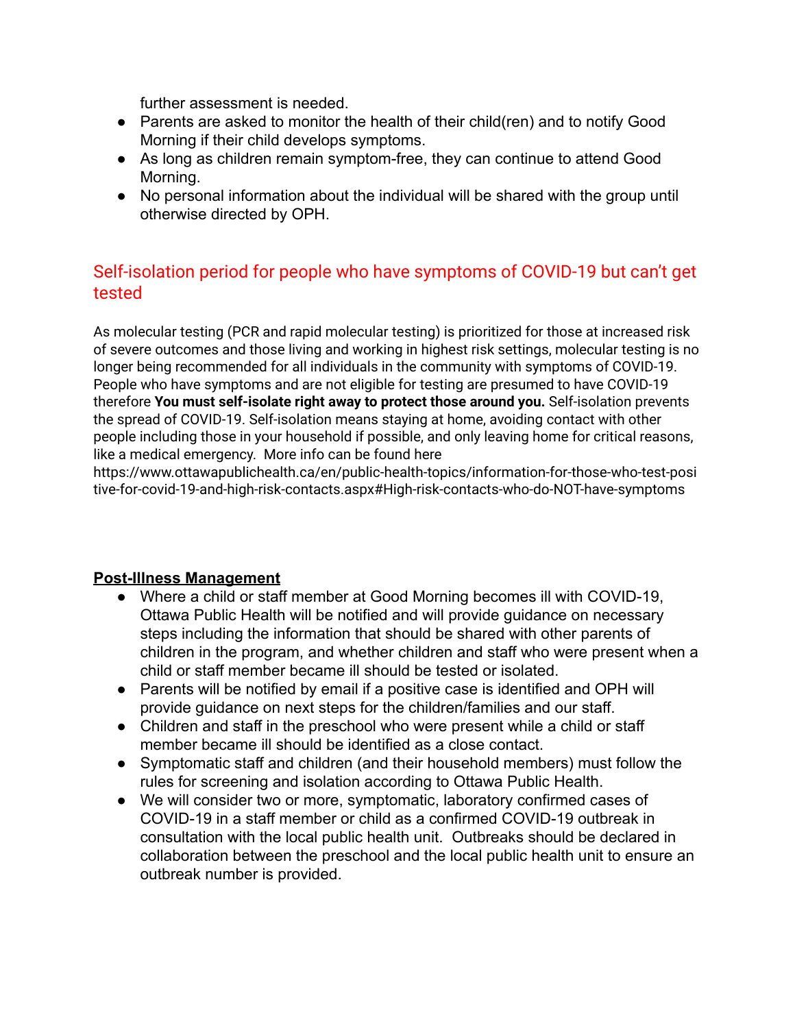further assessment is needed.

- Parents are asked to monitor the health of their child(ren) and to notify Good Morning if their child develops symptoms.
- As long as children remain symptom-free, they can continue to attend Good Morning.
- No personal information about the individual will be shared with the group until otherwise directed by OPH.

## Self-isolation period for people who have symptoms of COVID-19 but can't get tested

As molecular testing (PCR and rapid molecular testing) is prioritized for those at increased risk of severe outcomes and those living and working in highest risk settings, molecular testing is no longer being recommended for all individuals in the community with symptoms of COVID-19. People who have symptoms and are not eligible for testing are presumed to have COVID-19 therefore **You must self-isolate right away to protect those around you.** Self-isolation prevents the spread of COVID-19. Self-isolation means staying at home, avoiding contact with other people including those in your household if possible, and only leaving home for critical reasons, like a medical emergency. More info can be found here https://www.ottawapublichealth.ca/en/public-health-topics/information-for-those-who-test-positive-for-covid-19-and-high-risk-contacts.aspx#High-risk-contacts-who-do-NOT-have-symptoms

**Post-Illness Management**

- Where a child or staff member at Good Morning becomes ill with COVID-19, Ottawa Public Health will be notified and will provide guidance on necessary steps including the information that should be shared with other parents of children in the program, and whether children and staff who were present when a child or staff member became ill should be tested or isolated.
- Parents will be notified by email if a positive case is identified and OPH will provide guidance on next steps for the children/families and our staff.
- Children and staff in the preschool who were present while a child or staff member became ill should be identified as a close contact.
- Symptomatic staff and children (and their household members) must follow the rules for screening and isolation according to Ottawa Public Health.
- We will consider two or more, symptomatic, laboratory confirmed cases of COVID-19 in a staff member or child as a confirmed COVID-19 outbreak in consultation with the local public health unit. Outbreaks should be declared in collaboration between the preschool and the local public health unit to ensure an outbreak number is provided.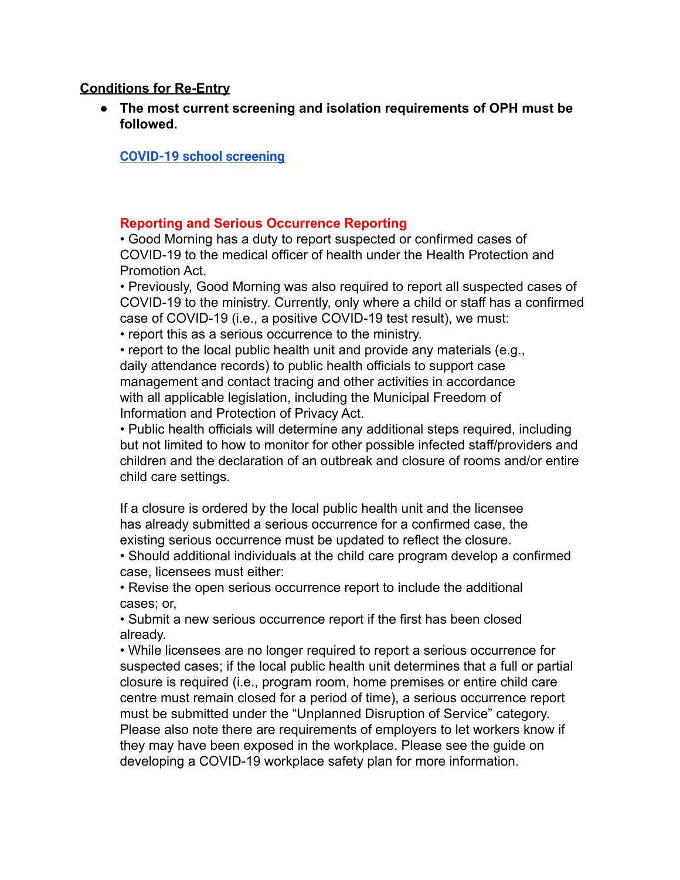## Conditions for Re-Entry

- **The most current screening and isolation requirements of OPH must be followed.**

  **COVID-19 school screening**

### Reporting and Serious Occurrence Reporting

• Good Morning has a duty to report suspected or confirmed cases of COVID-19 to the medical officer of health under the Health Protection and Promotion Act.

• Previously, Good Morning was also required to report all suspected cases of COVID-19 to the ministry. Currently, only where a child or staff has a confirmed case of COVID-19 (i.e., a positive COVID-19 test result), we must:

• report this as a serious occurrence to the ministry.

• report to the local public health unit and provide any materials (e.g., daily attendance records) to public health officials to support case management and contact tracing and other activities in accordance with all applicable legislation, including the Municipal Freedom of Information and Protection of Privacy Act.

• Public health officials will determine any additional steps required, including but not limited to how to monitor for other possible infected staff/providers and children and the declaration of an outbreak and closure of rooms and/or entire child care settings.

If a closure is ordered by the local public health unit and the licensee has already submitted a serious occurrence for a confirmed case, the existing serious occurrence must be updated to reflect the closure.

• Should additional individuals at the child care program develop a confirmed case, licensees must either:

• Revise the open serious occurrence report to include the additional cases; or,

• Submit a new serious occurrence report if the first has been closed already.

• While licensees are no longer required to report a serious occurrence for suspected cases; if the local public health unit determines that a full or partial closure is required (i.e., program room, home premises or entire child care centre must remain closed for a period of time), a serious occurrence report must be submitted under the "Unplanned Disruption of Service" category. Please also note there are requirements of employers to let workers know if they may have been exposed in the workplace. Please see the guide on developing a COVID-19 workplace safety plan for more information.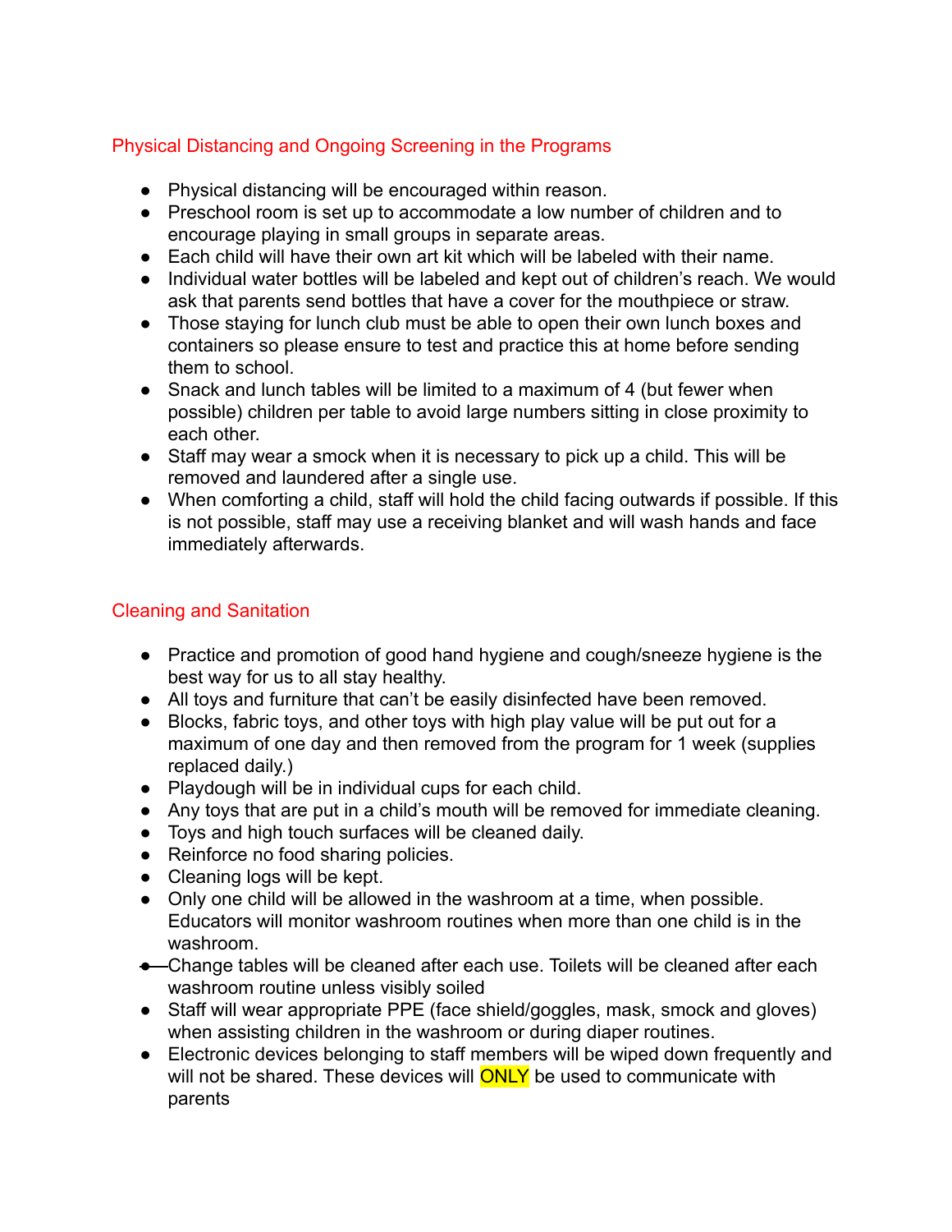## Physical Distancing and Ongoing Screening in the Programs

- Physical distancing will be encouraged within reason.
- Preschool room is set up to accommodate a low number of children and to encourage playing in small groups in separate areas.
- Each child will have their own art kit which will be labeled with their name.
- Individual water bottles will be labeled and kept out of children's reach. We would ask that parents send bottles that have a cover for the mouthpiece or straw.
- Those staying for lunch club must be able to open their own lunch boxes and containers so please ensure to test and practice this at home before sending them to school.
- Snack and lunch tables will be limited to a maximum of 4 (but fewer when possible) children per table to avoid large numbers sitting in close proximity to each other.
- Staff may wear a smock when it is necessary to pick up a child. This will be removed and laundered after a single use.
- When comforting a child, staff will hold the child facing outwards if possible. If this is not possible, staff may use a receiving blanket and will wash hands and face immediately afterwards.

## Cleaning and Sanitation

- Practice and promotion of good hand hygiene and cough/sneeze hygiene is the best way for us to all stay healthy.
- All toys and furniture that can't be easily disinfected have been removed.
- Blocks, fabric toys, and other toys with high play value will be put out for a maximum of one day and then removed from the program for 1 week (supplies replaced daily.)
- Playdough will be in individual cups for each child.
- Any toys that are put in a child's mouth will be removed for immediate cleaning.
- Toys and high touch surfaces will be cleaned daily.
- Reinforce no food sharing policies.
- Cleaning logs will be kept.
- Only one child will be allowed in the washroom at a time, when possible. Educators will monitor washroom routines when more than one child is in the washroom.
- Change tables will be cleaned after each use. Toilets will be cleaned after each washroom routine unless visibly soiled
- Staff will wear appropriate PPE (face shield/goggles, mask, smock and gloves) when assisting children in the washroom or during diaper routines.
- Electronic devices belonging to staff members will be wiped down frequently and will not be shared. These devices will ONLY be used to communicate with parents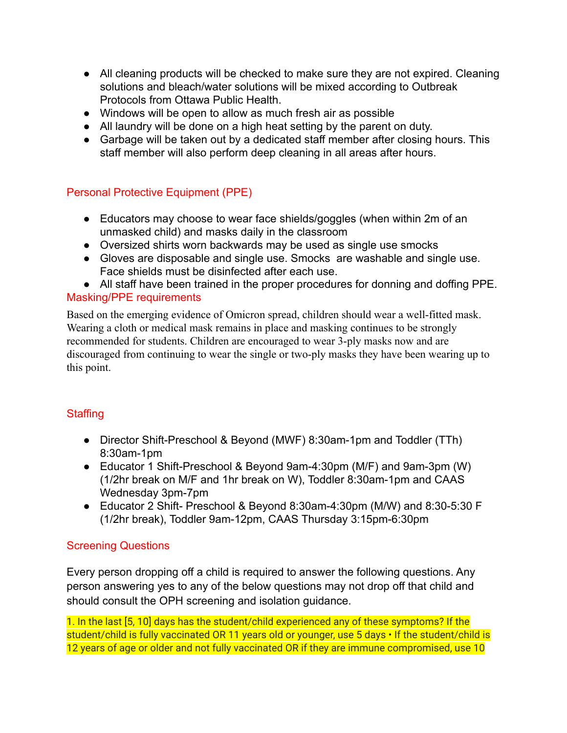- All cleaning products will be checked to make sure they are not expired. Cleaning solutions and bleach/water solutions will be mixed according to Outbreak Protocols from Ottawa Public Health.
- Windows will be open to allow as much fresh air as possible
- All laundry will be done on a high heat setting by the parent on duty.
- Garbage will be taken out by a dedicated staff member after closing hours. This staff member will also perform deep cleaning in all areas after hours.

## Personal Protective Equipment (PPE)

- Educators may choose to wear face shields/goggles (when within 2m of an unmasked child) and masks daily in the classroom
- Oversized shirts worn backwards may be used as single use smocks
- Gloves are disposable and single use. Smocks are washable and single use. Face shields must be disinfected after each use.
- All staff have been trained in the proper procedures for donning and doffing PPE.

## Masking/PPE requirements

Based on the emerging evidence of Omicron spread, children should wear a well-fitted mask. Wearing a cloth or medical mask remains in place and masking continues to be strongly recommended for students. Children are encouraged to wear 3-ply masks now and are discouraged from continuing to wear the single or two-ply masks they have been wearing up to this point.

## Staffing

- Director Shift-Preschool & Beyond (MWF) 8:30am-1pm and Toddler (TTh) 8:30am-1pm
- Educator 1 Shift-Preschool & Beyond 9am-4:30pm (M/F) and 9am-3pm (W) (1/2hr break on M/F and 1hr break on W), Toddler 8:30am-1pm and CAAS Wednesday 3pm-7pm
- Educator 2 Shift- Preschool & Beyond 8:30am-4:30pm (M/W) and 8:30-5:30 F (1/2hr break), Toddler 9am-12pm, CAAS Thursday 3:15pm-6:30pm

## Screening Questions

Every person dropping off a child is required to answer the following questions. Any person answering yes to any of the below questions may not drop off that child and should consult the OPH screening and isolation guidance.

1. In the last [5, 10] days has the student/child experienced any of these symptoms? If the student/child is fully vaccinated OR 11 years old or younger, use 5 days • If the student/child is 12 years of age or older and not fully vaccinated OR if they are immune compromised, use 10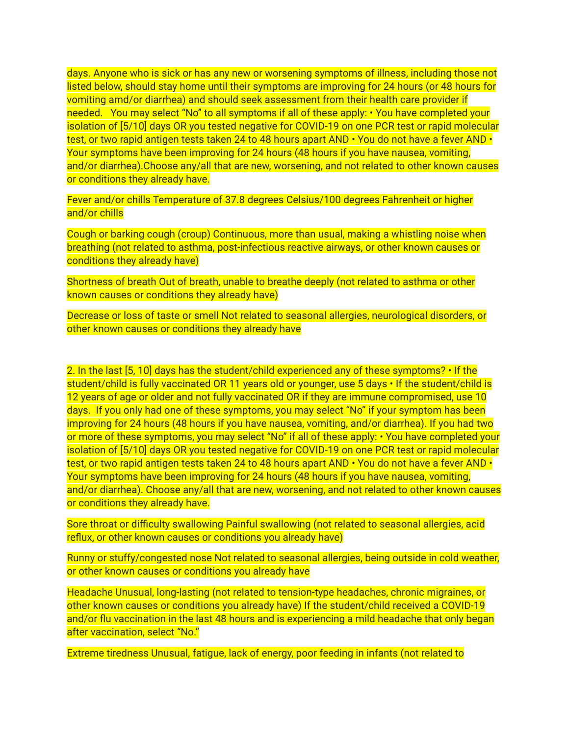days. Anyone who is sick or has any new or worsening symptoms of illness, including those not listed below, should stay home until their symptoms are improving for 24 hours (or 48 hours for vomiting amd/or diarrhea) and should seek assessment from their health care provider if needed.   You may select "No" to all symptoms if all of these apply: • You have completed your isolation of [5/10] days OR you tested negative for COVID-19 on one PCR test or rapid molecular test, or two rapid antigen tests taken 24 to 48 hours apart AND • You do not have a fever AND • Your symptoms have been improving for 24 hours (48 hours if you have nausea, vomiting, and/or diarrhea).Choose any/all that are new, worsening, and not related to other known causes or conditions they already have.

Fever and/or chills Temperature of 37.8 degrees Celsius/100 degrees Fahrenheit or higher and/or chills

Cough or barking cough (croup) Continuous, more than usual, making a whistling noise when breathing (not related to asthma, post-infectious reactive airways, or other known causes or conditions they already have)

Shortness of breath Out of breath, unable to breathe deeply (not related to asthma or other known causes or conditions they already have)

Decrease or loss of taste or smell Not related to seasonal allergies, neurological disorders, or other known causes or conditions they already have

2. In the last [5, 10] days has the student/child experienced any of these symptoms? • If the student/child is fully vaccinated OR 11 years old or younger, use 5 days • If the student/child is 12 years of age or older and not fully vaccinated OR if they are immune compromised, use 10 days.  If you only had one of these symptoms, you may select "No" if your symptom has been improving for 24 hours (48 hours if you have nausea, vomiting, and/or diarrhea). If you had two or more of these symptoms, you may select "No" if all of these apply: • You have completed your isolation of [5/10] days OR you tested negative for COVID-19 on one PCR test or rapid molecular test, or two rapid antigen tests taken 24 to 48 hours apart AND • You do not have a fever AND • Your symptoms have been improving for 24 hours (48 hours if you have nausea, vomiting, and/or diarrhea). Choose any/all that are new, worsening, and not related to other known causes or conditions they already have.

Sore throat or difficulty swallowing Painful swallowing (not related to seasonal allergies, acid reflux, or other known causes or conditions you already have)

Runny or stuffy/congested nose Not related to seasonal allergies, being outside in cold weather, or other known causes or conditions you already have

Headache Unusual, long-lasting (not related to tension-type headaches, chronic migraines, or other known causes or conditions you already have) If the student/child received a COVID-19 and/or flu vaccination in the last 48 hours and is experiencing a mild headache that only began after vaccination, select "No."

Extreme tiredness Unusual, fatigue, lack of energy, poor feeding in infants (not related to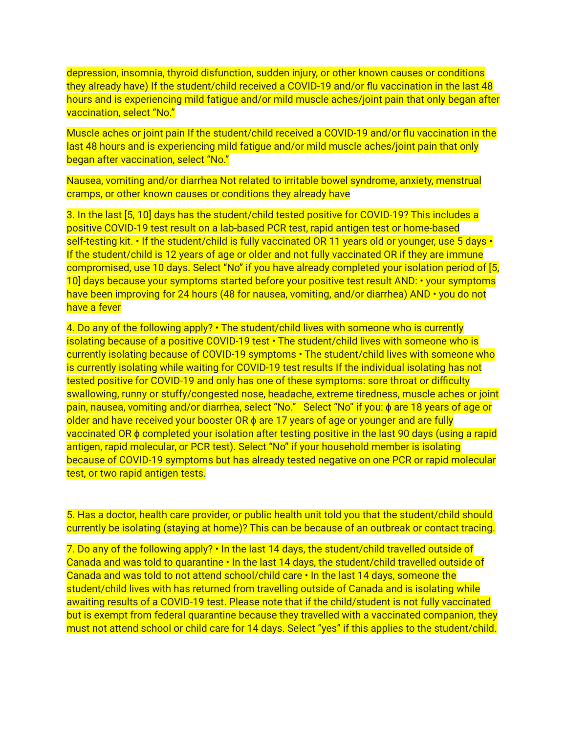depression, insomnia, thyroid disfunction, sudden injury, or other known causes or conditions they already have) If the student/child received a COVID-19 and/or flu vaccination in the last 48 hours and is experiencing mild fatigue and/or mild muscle aches/joint pain that only began after vaccination, select "No."

Muscle aches or joint pain If the student/child received a COVID-19 and/or flu vaccination in the last 48 hours and is experiencing mild fatigue and/or mild muscle aches/joint pain that only began after vaccination, select "No."

Nausea, vomiting and/or diarrhea Not related to irritable bowel syndrome, anxiety, menstrual cramps, or other known causes or conditions they already have

3. In the last [5, 10] days has the student/child tested positive for COVID-19? This includes a positive COVID-19 test result on a lab-based PCR test, rapid antigen test or home-based self-testing kit. • If the student/child is fully vaccinated OR 11 years old or younger, use 5 days • If the student/child is 12 years of age or older and not fully vaccinated OR if they are immune compromised, use 10 days. Select "No" if you have already completed your isolation period of [5, 10] days because your symptoms started before your positive test result AND: • your symptoms have been improving for 24 hours (48 for nausea, vomiting, and/or diarrhea) AND • you do not have a fever

4. Do any of the following apply? • The student/child lives with someone who is currently isolating because of a positive COVID-19 test • The student/child lives with someone who is currently isolating because of COVID-19 symptoms • The student/child lives with someone who is currently isolating while waiting for COVID-19 test results If the individual isolating has not tested positive for COVID-19 and only has one of these symptoms: sore throat or difficulty swallowing, runny or stuffy/congested nose, headache, extreme tiredness, muscle aches or joint pain, nausea, vomiting and/or diarrhea, select "No." Select "No" if you: ϕ are 18 years of age or older and have received your booster OR ϕ are 17 years of age or younger and are fully vaccinated OR ϕ completed your isolation after testing positive in the last 90 days (using a rapid antigen, rapid molecular, or PCR test). Select "No" if your household member is isolating because of COVID-19 symptoms but has already tested negative on one PCR or rapid molecular test, or two rapid antigen tests.

5. Has a doctor, health care provider, or public health unit told you that the student/child should currently be isolating (staying at home)? This can be because of an outbreak or contact tracing.

7. Do any of the following apply? • In the last 14 days, the student/child travelled outside of Canada and was told to quarantine • In the last 14 days, the student/child travelled outside of Canada and was told to not attend school/child care • In the last 14 days, someone the student/child lives with has returned from travelling outside of Canada and is isolating while awaiting results of a COVID-19 test. Please note that if the child/student is not fully vaccinated but is exempt from federal quarantine because they travelled with a vaccinated companion, they must not attend school or child care for 14 days. Select "yes" if this applies to the student/child.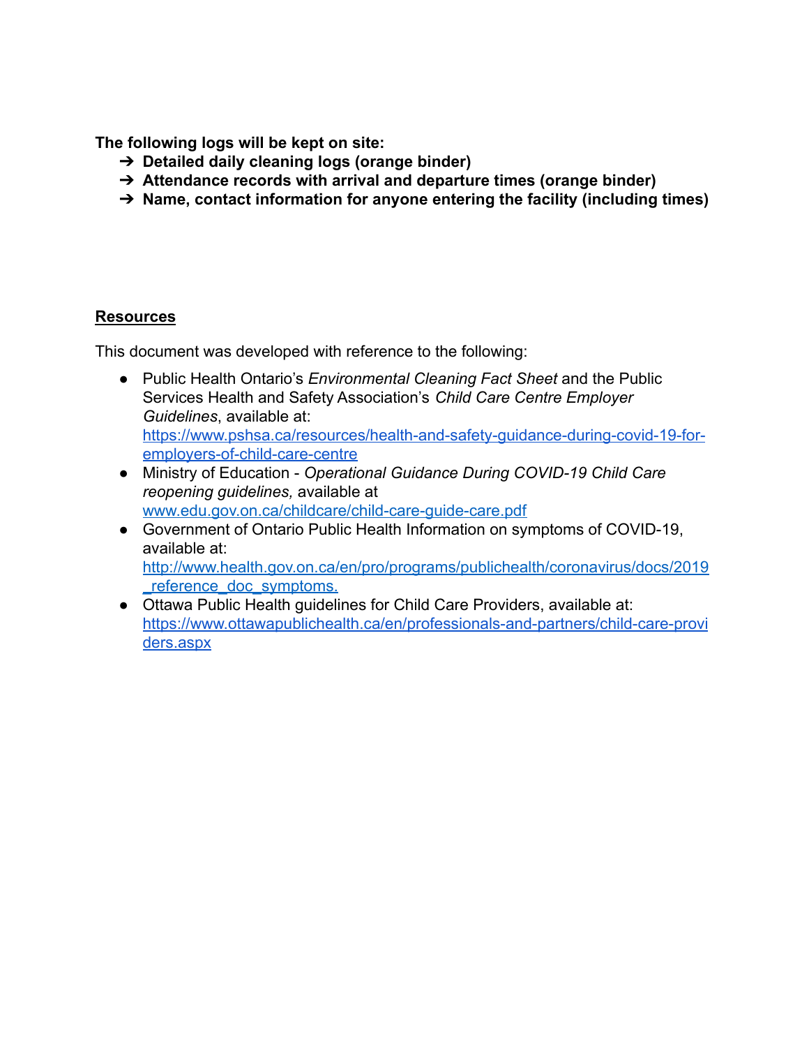**The following logs will be kept on site:**

- ➔ **Detailed daily cleaning logs (orange binder)**
- ➔ **Attendance records with arrival and departure times (orange binder)**
- ➔ **Name, contact information for anyone entering the facility (including times)**

**<u>Resources</u>**

This document was developed with reference to the following:

- Public Health Ontario's *Environmental Cleaning Fact Sheet* and the Public Services Health and Safety Association's *Child Care Centre Employer Guidelines*, available at: [https://www.pshsa.ca/resources/health-and-safety-guidance-during-covid-19-for-employers-of-child-care-centre](https://www.pshsa.ca/resources/health-and-safety-guidance-during-covid-19-for-employers-of-child-care-centre)
- Ministry of Education - *Operational Guidance During COVID-19 Child Care reopening guidelines,* available at [www.edu.gov.on.ca/childcare/child-care-guide-care.pdf](www.edu.gov.on.ca/childcare/child-care-guide-care.pdf)
- Government of Ontario Public Health Information on symptoms of COVID-19, available at: [http://www.health.gov.on.ca/en/pro/programs/publichealth/coronavirus/docs/2019_reference_doc_symptoms.](http://www.health.gov.on.ca/en/pro/programs/publichealth/coronavirus/docs/2019_reference_doc_symptoms.)
- Ottawa Public Health guidelines for Child Care Providers, available at: [https://www.ottawapublichealth.ca/en/professionals-and-partners/child-care-providers.aspx](https://www.ottawapublichealth.ca/en/professionals-and-partners/child-care-providers.aspx)